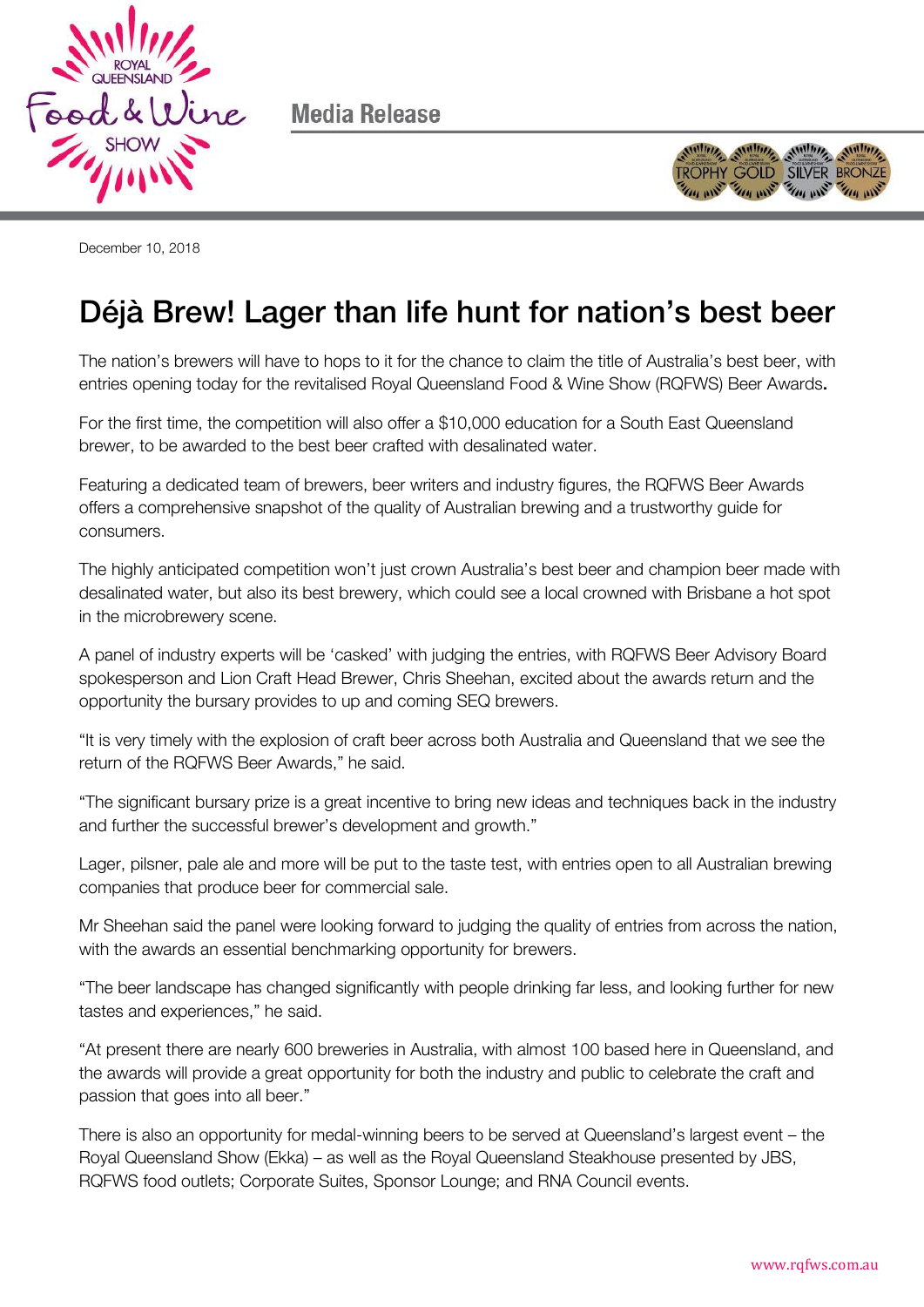Media Release

December 10, 2018

# Déjà Brew! Lager than life hunt for nation's best beer

The nation's brewers will have to hops to it for the chance to claim the title of Australia's best beer, with entries opening today for the revitalised Royal Queensland Food & Wine Show (RQFWS) Beer Awards.

For the first time, the competition will also offer a $10,000 education for a South East Queensland brewer, to be awarded to the best beer crafted with desalinated water.

Featuring a dedicated team of brewers, beer writers and industry figures, the RQFWS Beer Awards offers a comprehensive snapshot of the quality of Australian brewing and a trustworthy guide for consumers.

The highly anticipated competition won't just crown Australia's best beer and champion beer made with desalinated water, but also its best brewery, which could see a local crowned with Brisbane a hot spot in the microbrewery scene.

A panel of industry experts will be 'casked' with judging the entries, with RQFWS Beer Advisory Board spokesperson and Lion Craft Head Brewer, Chris Sheehan, excited about the awards return and the opportunity the bursary provides to up and coming SEQ brewers.

"It is very timely with the explosion of craft beer across both Australia and Queensland that we see the return of the RQFWS Beer Awards," he said.

"The significant bursary prize is a great incentive to bring new ideas and techniques back in the industry and further the successful brewer's development and growth."

Lager, pilsner, pale ale and more will be put to the taste test, with entries open to all Australian brewing companies that produce beer for commercial sale.

Mr Sheehan said the panel were looking forward to judging the quality of entries from across the nation, with the awards an essential benchmarking opportunity for brewers.

"The beer landscape has changed significantly with people drinking far less, and looking further for new tastes and experiences," he said.

"At present there are nearly 600 breweries in Australia, with almost 100 based here in Queensland, and the awards will provide a great opportunity for both the industry and public to celebrate the craft and passion that goes into all beer."

There is also an opportunity for medal-winning beers to be served at Queensland's largest event – the Royal Queensland Show (Ekka) – as well as the Royal Queensland Steakhouse presented by JBS, RQFWS food outlets; Corporate Suites, Sponsor Lounge; and RNA Council events.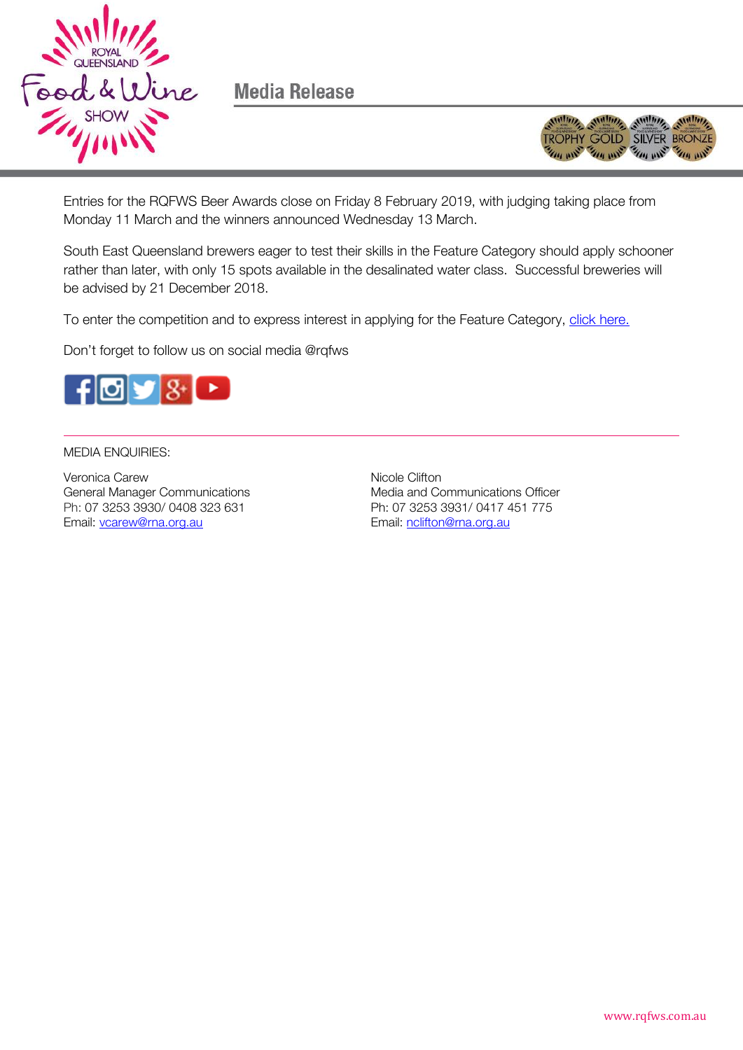Entries for the RQFWS Beer Awards close on Friday 8 February 2019, with judging taking place from Monday 11 March and the winners announced Wednesday 13 March.

South East Queensland brewers eager to test their skills in the Feature Category should apply schooner rather than later, with only 15 spots available in the desalinated water class. Successful breweries will be advised by 21 December 2018.

To enter the competition and to express interest in applying for the Feature Category, click here.

Don't forget to follow us on social media @rqfws

MEDIA ENQUIRIES:

Veronica Carew
General Manager Communications
Ph: 07 3253 3930/ 0408 323 631
Email: vcarew@rna.org.au

Nicole Clifton
Media and Communications Officer
Ph: 07 3253 3931/ 0417 451 775
Email: nclifton@rna.org.au